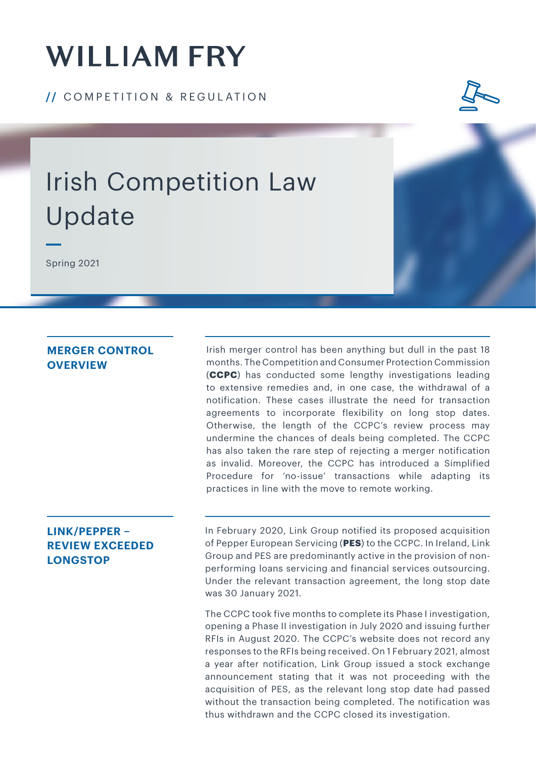# WILLIAM FRY

// COMPETITION & REGULATION

# Irish Competition Law Update

Spring 2021

## MERGER CONTROL OVERVIEW

Irish merger control has been anything but dull in the past 18 months. The Competition and Consumer Protection Commission (**CCPC**) has conducted some lengthy investigations leading to extensive remedies and, in one case, the withdrawal of a notification. These cases illustrate the need for transaction agreements to incorporate flexibility on long stop dates. Otherwise, the length of the CCPC's review process may undermine the chances of deals being completed. The CCPC has also taken the rare step of rejecting a merger notification as invalid. Moreover, the CCPC has introduced a Simplified Procedure for 'no-issue' transactions while adapting its practices in line with the move to remote working.

## LINK/PEPPER – REVIEW EXCEEDED LONGSTOP

In February 2020, Link Group notified its proposed acquisition of Pepper European Servicing (**PES**) to the CCPC. In Ireland, Link Group and PES are predominantly active in the provision of non-performing loans servicing and financial services outsourcing. Under the relevant transaction agreement, the long stop date was 30 January 2021.

The CCPC took five months to complete its Phase I investigation, opening a Phase II investigation in July 2020 and issuing further RFIs in August 2020. The CCPC's website does not record any responses to the RFIs being received. On 1 February 2021, almost a year after notification, Link Group issued a stock exchange announcement stating that it was not proceeding with the acquisition of PES, as the relevant long stop date had passed without the transaction being completed. The notification was thus withdrawn and the CCPC closed its investigation.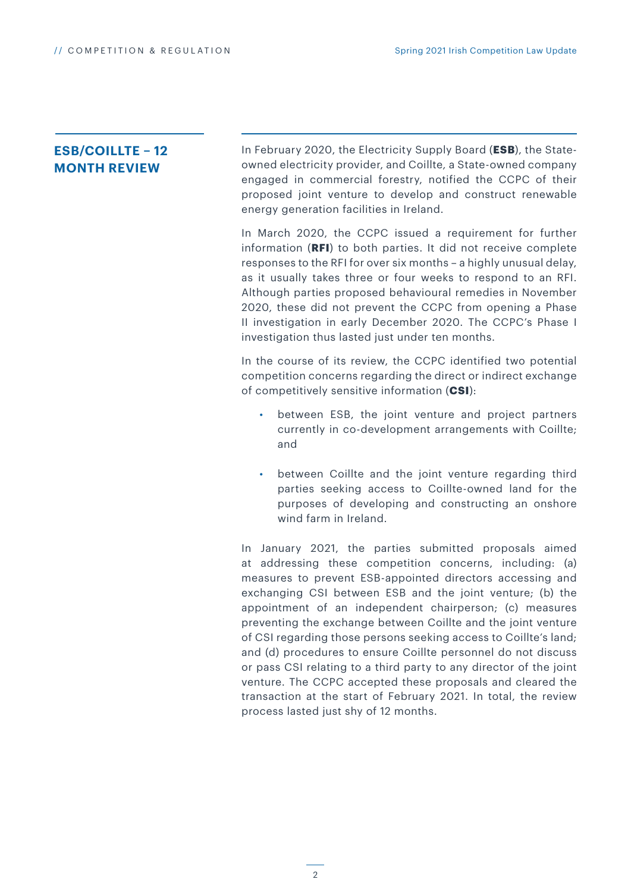## ESB/COILLTE – 12 MONTH REVIEW

In February 2020, the Electricity Supply Board (**ESB**), the State-owned electricity provider, and Coillte, a State-owned company engaged in commercial forestry, notified the CCPC of their proposed joint venture to develop and construct renewable energy generation facilities in Ireland.

In March 2020, the CCPC issued a requirement for further information (**RFI**) to both parties. It did not receive complete responses to the RFI for over six months – a highly unusual delay, as it usually takes three or four weeks to respond to an RFI. Although parties proposed behavioural remedies in November 2020, these did not prevent the CCPC from opening a Phase II investigation in early December 2020. The CCPC's Phase I investigation thus lasted just under ten months.

In the course of its review, the CCPC identified two potential competition concerns regarding the direct or indirect exchange of competitively sensitive information (**CSI**):

- between ESB, the joint venture and project partners currently in co-development arrangements with Coillte; and
- between Coillte and the joint venture regarding third parties seeking access to Coillte-owned land for the purposes of developing and constructing an onshore wind farm in Ireland.

In January 2021, the parties submitted proposals aimed at addressing these competition concerns, including: (a) measures to prevent ESB-appointed directors accessing and exchanging CSI between ESB and the joint venture; (b) the appointment of an independent chairperson; (c) measures preventing the exchange between Coillte and the joint venture of CSI regarding those persons seeking access to Coillte's land; and (d) procedures to ensure Coillte personnel do not discuss or pass CSI relating to a third party to any director of the joint venture. The CCPC accepted these proposals and cleared the transaction at the start of February 2021. In total, the review process lasted just shy of 12 months.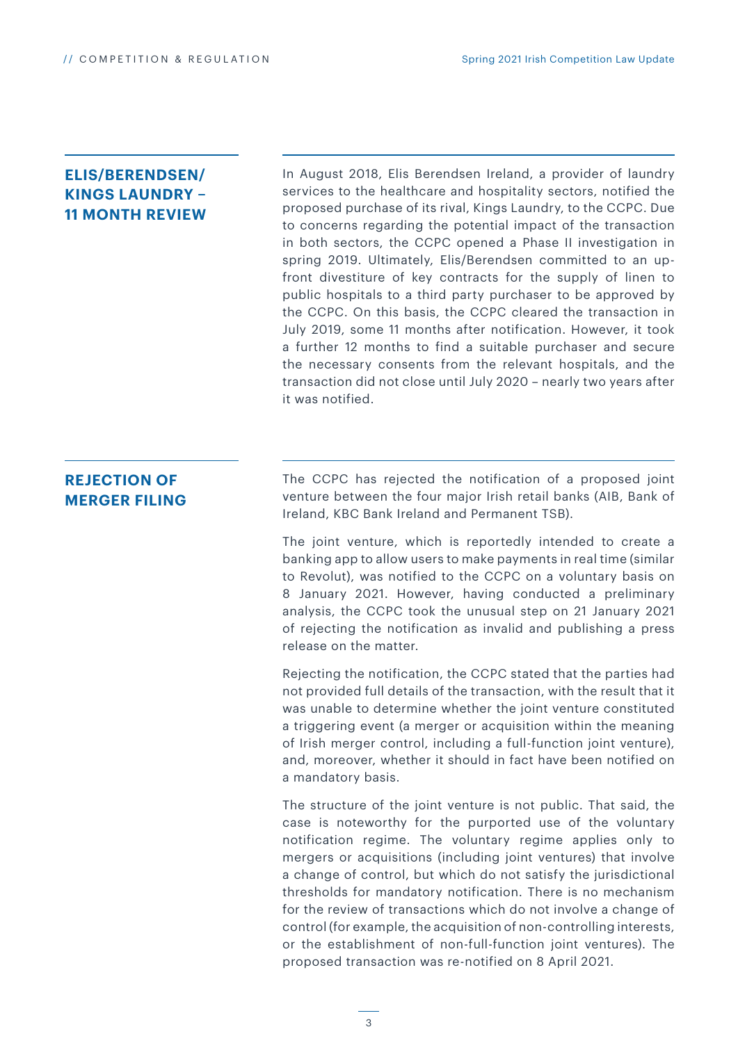## ELIS/BERENDSEN/ KINGS LAUNDRY – 11 MONTH REVIEW

In August 2018, Elis Berendsen Ireland, a provider of laundry services to the healthcare and hospitality sectors, notified the proposed purchase of its rival, Kings Laundry, to the CCPC. Due to concerns regarding the potential impact of the transaction in both sectors, the CCPC opened a Phase II investigation in spring 2019. Ultimately, Elis/Berendsen committed to an up-front divestiture of key contracts for the supply of linen to public hospitals to a third party purchaser to be approved by the CCPC. On this basis, the CCPC cleared the transaction in July 2019, some 11 months after notification. However, it took a further 12 months to find a suitable purchaser and secure the necessary consents from the relevant hospitals, and the transaction did not close until July 2020 – nearly two years after it was notified.

## REJECTION OF MERGER FILING

The CCPC has rejected the notification of a proposed joint venture between the four major Irish retail banks (AIB, Bank of Ireland, KBC Bank Ireland and Permanent TSB).

The joint venture, which is reportedly intended to create a banking app to allow users to make payments in real time (similar to Revolut), was notified to the CCPC on a voluntary basis on 8 January 2021. However, having conducted a preliminary analysis, the CCPC took the unusual step on 21 January 2021 of rejecting the notification as invalid and publishing a press release on the matter.

Rejecting the notification, the CCPC stated that the parties had not provided full details of the transaction, with the result that it was unable to determine whether the joint venture constituted a triggering event (a merger or acquisition within the meaning of Irish merger control, including a full-function joint venture), and, moreover, whether it should in fact have been notified on a mandatory basis.

The structure of the joint venture is not public. That said, the case is noteworthy for the purported use of the voluntary notification regime. The voluntary regime applies only to mergers or acquisitions (including joint ventures) that involve a change of control, but which do not satisfy the jurisdictional thresholds for mandatory notification. There is no mechanism for the review of transactions which do not involve a change of control (for example, the acquisition of non-controlling interests, or the establishment of non-full-function joint ventures). The proposed transaction was re-notified on 8 April 2021.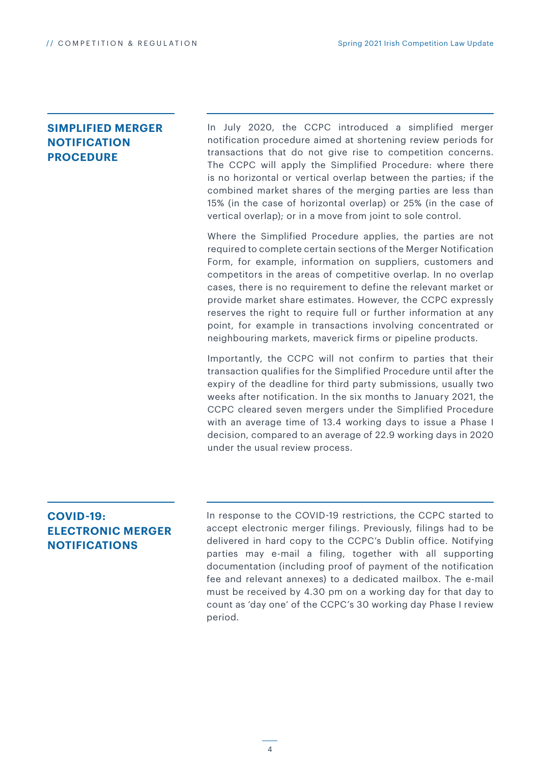## SIMPLIFIED MERGER NOTIFICATION PROCEDURE

In July 2020, the CCPC introduced a simplified merger notification procedure aimed at shortening review periods for transactions that do not give rise to competition concerns. The CCPC will apply the Simplified Procedure: where there is no horizontal or vertical overlap between the parties; if the combined market shares of the merging parties are less than 15% (in the case of horizontal overlap) or 25% (in the case of vertical overlap); or in a move from joint to sole control.

Where the Simplified Procedure applies, the parties are not required to complete certain sections of the Merger Notification Form, for example, information on suppliers, customers and competitors in the areas of competitive overlap. In no overlap cases, there is no requirement to define the relevant market or provide market share estimates. However, the CCPC expressly reserves the right to require full or further information at any point, for example in transactions involving concentrated or neighbouring markets, maverick firms or pipeline products.

Importantly, the CCPC will not confirm to parties that their transaction qualifies for the Simplified Procedure until after the expiry of the deadline for third party submissions, usually two weeks after notification. In the six months to January 2021, the CCPC cleared seven mergers under the Simplified Procedure with an average time of 13.4 working days to issue a Phase I decision, compared to an average of 22.9 working days in 2020 under the usual review process.

## COVID-19: ELECTRONIC MERGER NOTIFICATIONS

In response to the COVID-19 restrictions, the CCPC started to accept electronic merger filings. Previously, filings had to be delivered in hard copy to the CCPC's Dublin office. Notifying parties may e-mail a filing, together with all supporting documentation (including proof of payment of the notification fee and relevant annexes) to a dedicated mailbox. The e-mail must be received by 4.30 pm on a working day for that day to count as 'day one' of the CCPC's 30 working day Phase I review period.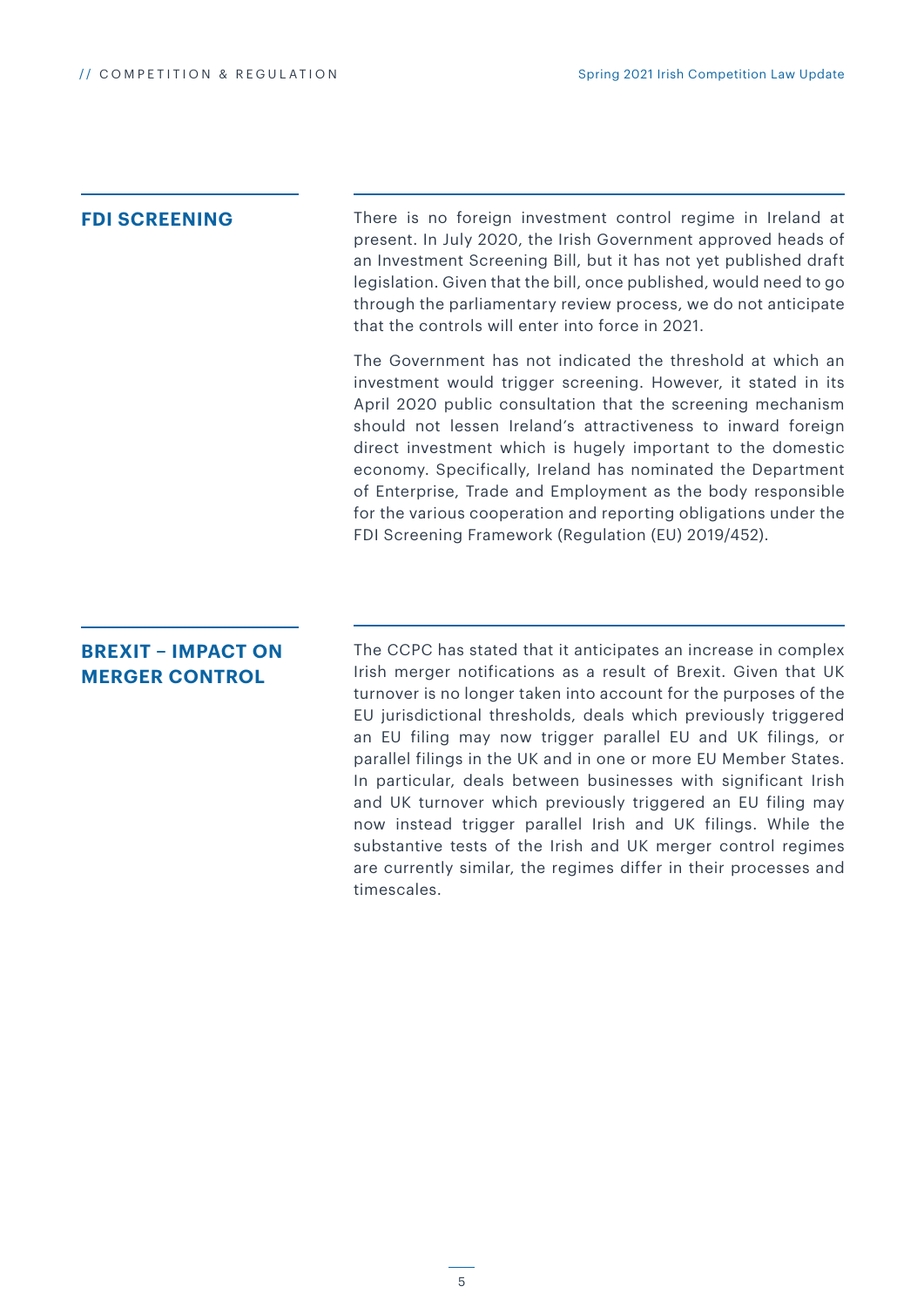## FDI SCREENING

There is no foreign investment control regime in Ireland at present. In July 2020, the Irish Government approved heads of an Investment Screening Bill, but it has not yet published draft legislation. Given that the bill, once published, would need to go through the parliamentary review process, we do not anticipate that the controls will enter into force in 2021.

The Government has not indicated the threshold at which an investment would trigger screening. However, it stated in its April 2020 public consultation that the screening mechanism should not lessen Ireland's attractiveness to inward foreign direct investment which is hugely important to the domestic economy. Specifically, Ireland has nominated the Department of Enterprise, Trade and Employment as the body responsible for the various cooperation and reporting obligations under the FDI Screening Framework (Regulation (EU) 2019/452).

## BREXIT – IMPACT ON MERGER CONTROL

The CCPC has stated that it anticipates an increase in complex Irish merger notifications as a result of Brexit. Given that UK turnover is no longer taken into account for the purposes of the EU jurisdictional thresholds, deals which previously triggered an EU filing may now trigger parallel EU and UK filings, or parallel filings in the UK and in one or more EU Member States. In particular, deals between businesses with significant Irish and UK turnover which previously triggered an EU filing may now instead trigger parallel Irish and UK filings. While the substantive tests of the Irish and UK merger control regimes are currently similar, the regimes differ in their processes and timescales.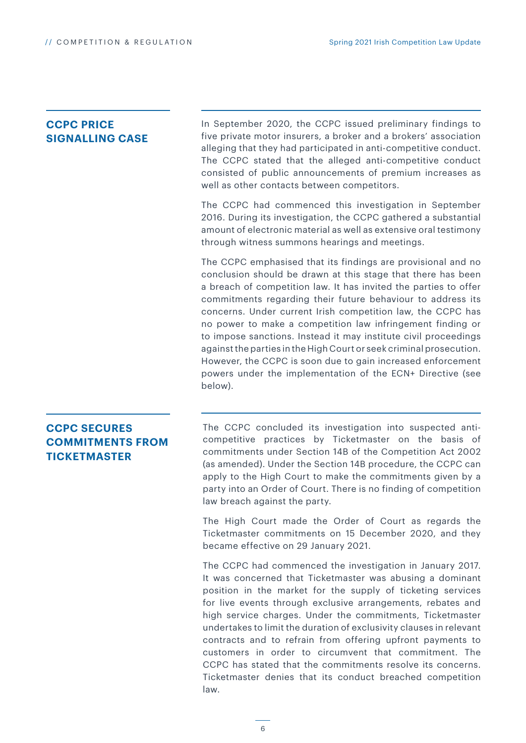## CCPC PRICE SIGNALLING CASE

In September 2020, the CCPC issued preliminary findings to five private motor insurers, a broker and a brokers' association alleging that they had participated in anti-competitive conduct. The CCPC stated that the alleged anti-competitive conduct consisted of public announcements of premium increases as well as other contacts between competitors.

The CCPC had commenced this investigation in September 2016. During its investigation, the CCPC gathered a substantial amount of electronic material as well as extensive oral testimony through witness summons hearings and meetings.

The CCPC emphasised that its findings are provisional and no conclusion should be drawn at this stage that there has been a breach of competition law. It has invited the parties to offer commitments regarding their future behaviour to address its concerns. Under current Irish competition law, the CCPC has no power to make a competition law infringement finding or to impose sanctions. Instead it may institute civil proceedings against the parties in the High Court or seek criminal prosecution. However, the CCPC is soon due to gain increased enforcement powers under the implementation of the ECN+ Directive (see below).

## CCPC SECURES COMMITMENTS FROM TICKETMASTER

The CCPC concluded its investigation into suspected anti-competitive practices by Ticketmaster on the basis of commitments under Section 14B of the Competition Act 2002 (as amended). Under the Section 14B procedure, the CCPC can apply to the High Court to make the commitments given by a party into an Order of Court. There is no finding of competition law breach against the party.

The High Court made the Order of Court as regards the Ticketmaster commitments on 15 December 2020, and they became effective on 29 January 2021.

The CCPC had commenced the investigation in January 2017. It was concerned that Ticketmaster was abusing a dominant position in the market for the supply of ticketing services for live events through exclusive arrangements, rebates and high service charges. Under the commitments, Ticketmaster undertakes to limit the duration of exclusivity clauses in relevant contracts and to refrain from offering upfront payments to customers in order to circumvent that commitment. The CCPC has stated that the commitments resolve its concerns. Ticketmaster denies that its conduct breached competition law.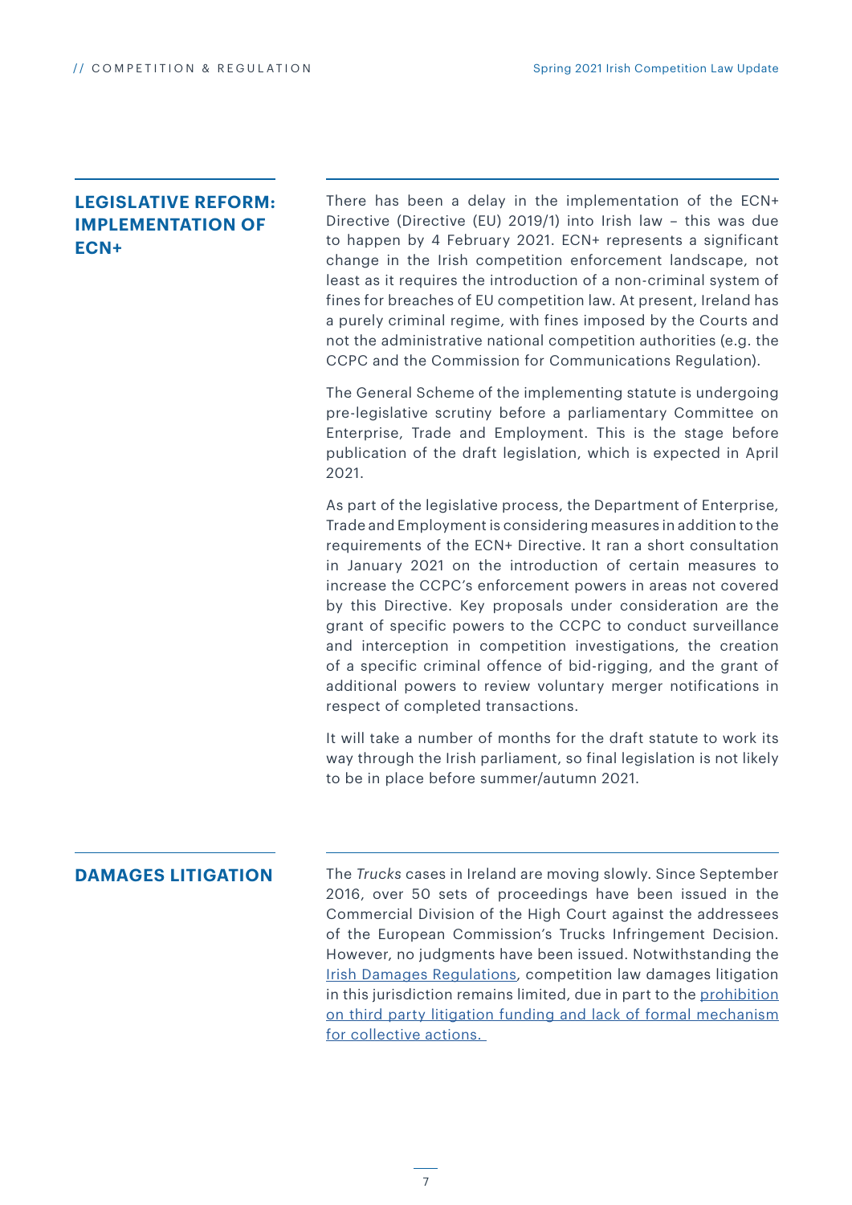## LEGISLATIVE REFORM: IMPLEMENTATION OF ECN+

There has been a delay in the implementation of the ECN+ Directive (Directive (EU) 2019/1) into Irish law – this was due to happen by 4 February 2021. ECN+ represents a significant change in the Irish competition enforcement landscape, not least as it requires the introduction of a non-criminal system of fines for breaches of EU competition law. At present, Ireland has a purely criminal regime, with fines imposed by the Courts and not the administrative national competition authorities (e.g. the CCPC and the Commission for Communications Regulation).

The General Scheme of the implementing statute is undergoing pre-legislative scrutiny before a parliamentary Committee on Enterprise, Trade and Employment. This is the stage before publication of the draft legislation, which is expected in April 2021.

As part of the legislative process, the Department of Enterprise, Trade and Employment is considering measures in addition to the requirements of the ECN+ Directive. It ran a short consultation in January 2021 on the introduction of certain measures to increase the CCPC's enforcement powers in areas not covered by this Directive. Key proposals under consideration are the grant of specific powers to the CCPC to conduct surveillance and interception in competition investigations, the creation of a specific criminal offence of bid-rigging, and the grant of additional powers to review voluntary merger notifications in respect of completed transactions.

It will take a number of months for the draft statute to work its way through the Irish parliament, so final legislation is not likely to be in place before summer/autumn 2021.

## DAMAGES LITIGATION

The *Trucks* cases in Ireland are moving slowly. Since September 2016, over 50 sets of proceedings have been issued in the Commercial Division of the High Court against the addressees of the European Commission's Trucks Infringement Decision. However, no judgments have been issued. Notwithstanding the Irish Damages Regulations, competition law damages litigation in this jurisdiction remains limited, due in part to the prohibition on third party litigation funding and lack of formal mechanism for collective actions.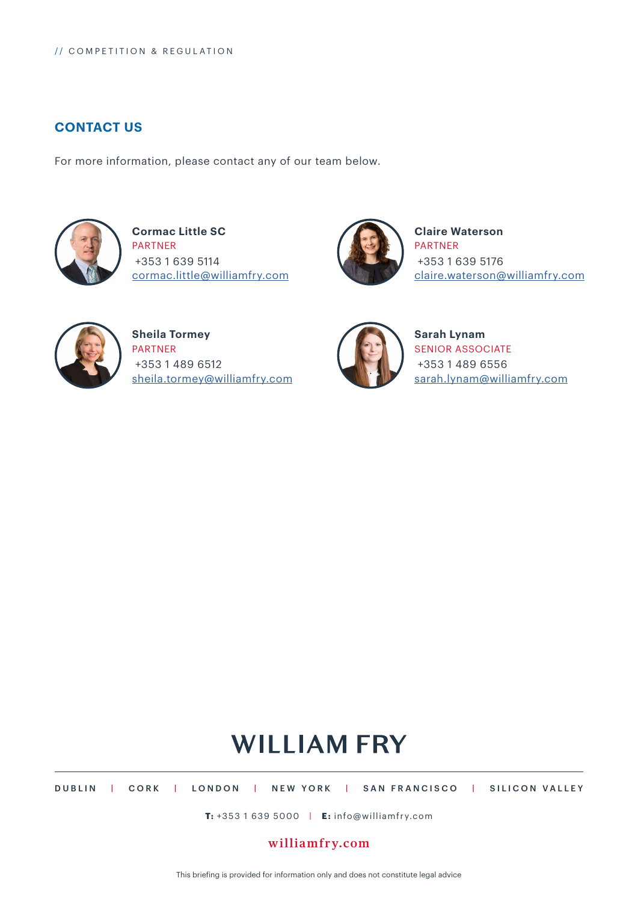## CONTACT US

For more information, please contact any of our team below.

**Cormac Little SC**
PARTNER
+353 1 639 5114
cormac.little@williamfry.com

**Claire Waterson**
PARTNER
+353 1 639 5176
claire.waterson@williamfry.com

**Sheila Tormey**
PARTNER
+353 1 489 6512
sheila.tormey@williamfry.com

**Sarah Lynam**
SENIOR ASSOCIATE
+353 1 489 6556
sarah.lynam@williamfry.com

WILLIAM FRY

DUBLIN | CORK | LONDON | NEW YORK | SAN FRANCISCO | SILICON VALLEY

**T:** +353 1 639 5000 | **E:** info@williamfry.com

williamfry.com

This briefing is provided for information only and does not constitute legal advice